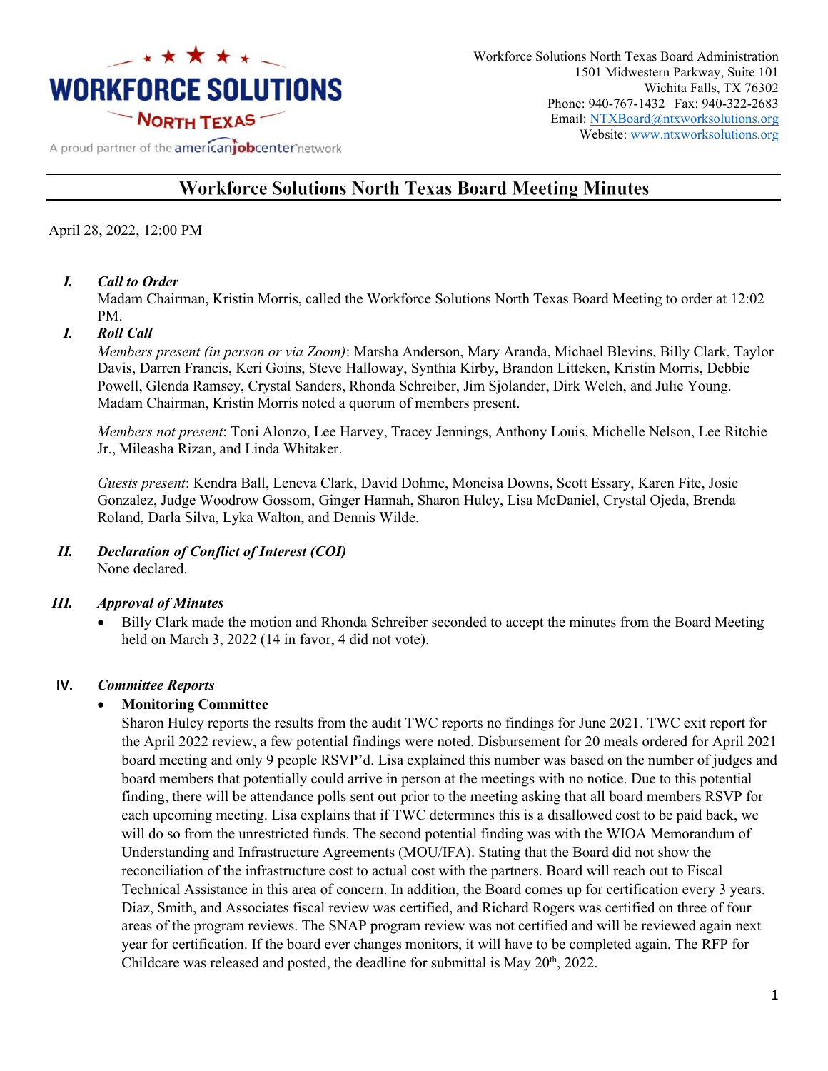Workforce Solutions North Texas Board Administration
1501 Midwestern Parkway, Suite 101
Wichita Falls, TX 76302
Phone: 940-767-1432 | Fax: 940-322-2683
Email: NTXBoard@ntxworksolutions.org
Website: www.ntxworksolutions.org

WORKFORCE SOLUTIONS NORTH TEXAS

A proud partner of the americanjobcenter network

# Workforce Solutions North Texas Board Meeting Minutes

April 28, 2022, 12:00 PM

***I. Call to Order***

Madam Chairman, Kristin Morris, called the Workforce Solutions North Texas Board Meeting to order at 12:02 PM.

***I. Roll Call***

*Members present (in person or via Zoom)*: Marsha Anderson, Mary Aranda, Michael Blevins, Billy Clark, Taylor Davis, Darren Francis, Keri Goins, Steve Halloway, Synthia Kirby, Brandon Litteken, Kristin Morris, Debbie Powell, Glenda Ramsey, Crystal Sanders, Rhonda Schreiber, Jim Sjolander, Dirk Welch, and Julie Young. Madam Chairman, Kristin Morris noted a quorum of members present.

*Members not present*: Toni Alonzo, Lee Harvey, Tracey Jennings, Anthony Louis, Michelle Nelson, Lee Ritchie Jr., Mileasha Rizan, and Linda Whitaker.

*Guests present*: Kendra Ball, Leneva Clark, David Dohme, Moneisa Downs, Scott Essary, Karen Fite, Josie Gonzalez, Judge Woodrow Gossom, Ginger Hannah, Sharon Hulcy, Lisa McDaniel, Crystal Ojeda, Brenda Roland, Darla Silva, Lyka Walton, and Dennis Wilde.

***II. Declaration of Conflict of Interest (COI)***

None declared.

***III. Approval of Minutes***

- Billy Clark made the motion and Rhonda Schreiber seconded to accept the minutes from the Board Meeting held on March 3, 2022 (14 in favor, 4 did not vote).

***IV. Committee Reports***

- **Monitoring Committee**

  Sharon Hulcy reports the results from the audit TWC reports no findings for June 2021. TWC exit report for the April 2022 review, a few potential findings were noted. Disbursement for 20 meals ordered for April 2021 board meeting and only 9 people RSVP'd. Lisa explained this number was based on the number of judges and board members that potentially could arrive in person at the meetings with no notice. Due to this potential finding, there will be attendance polls sent out prior to the meeting asking that all board members RSVP for each upcoming meeting. Lisa explains that if TWC determines this is a disallowed cost to be paid back, we will do so from the unrestricted funds. The second potential finding was with the WIOA Memorandum of Understanding and Infrastructure Agreements (MOU/IFA). Stating that the Board did not show the reconciliation of the infrastructure cost to actual cost with the partners. Board will reach out to Fiscal Technical Assistance in this area of concern. In addition, the Board comes up for certification every 3 years. Diaz, Smith, and Associates fiscal review was certified, and Richard Rogers was certified on three of four areas of the program reviews. The SNAP program review was not certified and will be reviewed again next year for certification. If the board ever changes monitors, it will have to be completed again. The RFP for Childcare was released and posted, the deadline for submittal is May 20th, 2022.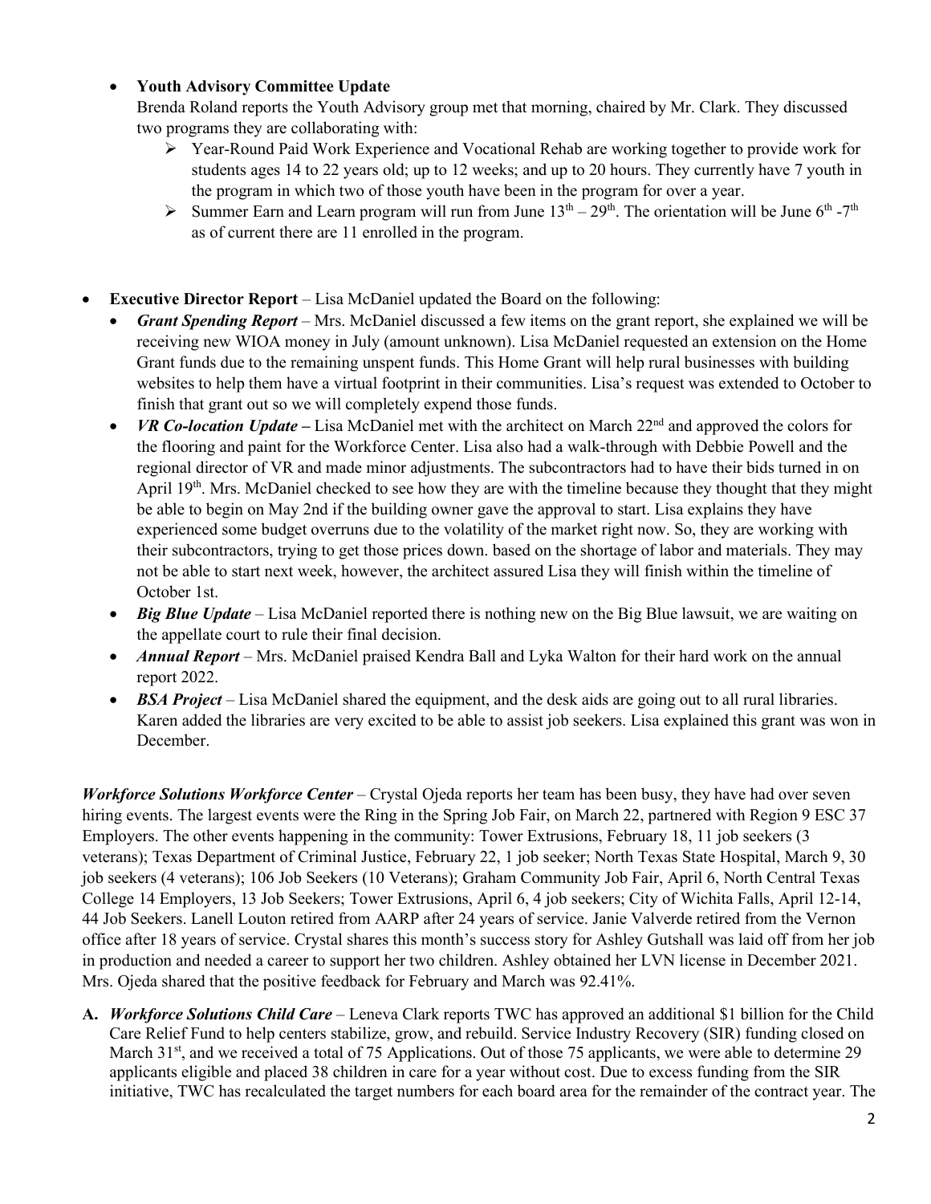- **Youth Advisory Committee Update**
  Brenda Roland reports the Youth Advisory group met that morning, chaired by Mr. Clark. They discussed two programs they are collaborating with:
  - Year-Round Paid Work Experience and Vocational Rehab are working together to provide work for students ages 14 to 22 years old; up to 12 weeks; and up to 20 hours. They currently have 7 youth in the program in which two of those youth have been in the program for over a year.
  - Summer Earn and Learn program will run from June 13th – 29th. The orientation will be June 6th -7th as of current there are 11 enrolled in the program.

- **Executive Director Report** – Lisa McDaniel updated the Board on the following:
  - ***Grant Spending Report*** – Mrs. McDaniel discussed a few items on the grant report, she explained we will be receiving new WIOA money in July (amount unknown). Lisa McDaniel requested an extension on the Home Grant funds due to the remaining unspent funds. This Home Grant will help rural businesses with building websites to help them have a virtual footprint in their communities. Lisa's request was extended to October to finish that grant out so we will completely expend those funds.
  - ***VR Co-location Update –*** Lisa McDaniel met with the architect on March 22nd and approved the colors for the flooring and paint for the Workforce Center. Lisa also had a walk-through with Debbie Powell and the regional director of VR and made minor adjustments. The subcontractors had to have their bids turned in on April 19th. Mrs. McDaniel checked to see how they are with the timeline because they thought that they might be able to begin on May 2nd if the building owner gave the approval to start. Lisa explains they have experienced some budget overruns due to the volatility of the market right now. So, they are working with their subcontractors, trying to get those prices down. based on the shortage of labor and materials. They may not be able to start next week, however, the architect assured Lisa they will finish within the timeline of October 1st.
  - ***Big Blue Update*** – Lisa McDaniel reported there is nothing new on the Big Blue lawsuit, we are waiting on the appellate court to rule their final decision.
  - ***Annual Report*** – Mrs. McDaniel praised Kendra Ball and Lyka Walton for their hard work on the annual report 2022.
  - ***BSA Project*** – Lisa McDaniel shared the equipment, and the desk aids are going out to all rural libraries. Karen added the libraries are very excited to be able to assist job seekers. Lisa explained this grant was won in December.

***Workforce Solutions Workforce Center*** – Crystal Ojeda reports her team has been busy, they have had over seven hiring events. The largest events were the Ring in the Spring Job Fair, on March 22, partnered with Region 9 ESC 37 Employers. The other events happening in the community: Tower Extrusions, February 18, 11 job seekers (3 veterans); Texas Department of Criminal Justice, February 22, 1 job seeker; North Texas State Hospital, March 9, 30 job seekers (4 veterans); 106 Job Seekers (10 Veterans); Graham Community Job Fair, April 6, North Central Texas College 14 Employers, 13 Job Seekers; Tower Extrusions, April 6, 4 job seekers; City of Wichita Falls, April 12-14, 44 Job Seekers. Lanell Louton retired from AARP after 24 years of service. Janie Valverde retired from the Vernon office after 18 years of service. Crystal shares this month's success story for Ashley Gutshall was laid off from her job in production and needed a career to support her two children. Ashley obtained her LVN license in December 2021. Mrs. Ojeda shared that the positive feedback for February and March was 92.41%.

**A.** ***Workforce Solutions Child Care*** – Leneva Clark reports TWC has approved an additional $1 billion for the Child Care Relief Fund to help centers stabilize, grow, and rebuild. Service Industry Recovery (SIR) funding closed on March 31st, and we received a total of 75 Applications. Out of those 75 applicants, we were able to determine 29 applicants eligible and placed 38 children in care for a year without cost. Due to excess funding from the SIR initiative, TWC has recalculated the target numbers for each board area for the remainder of the contract year. The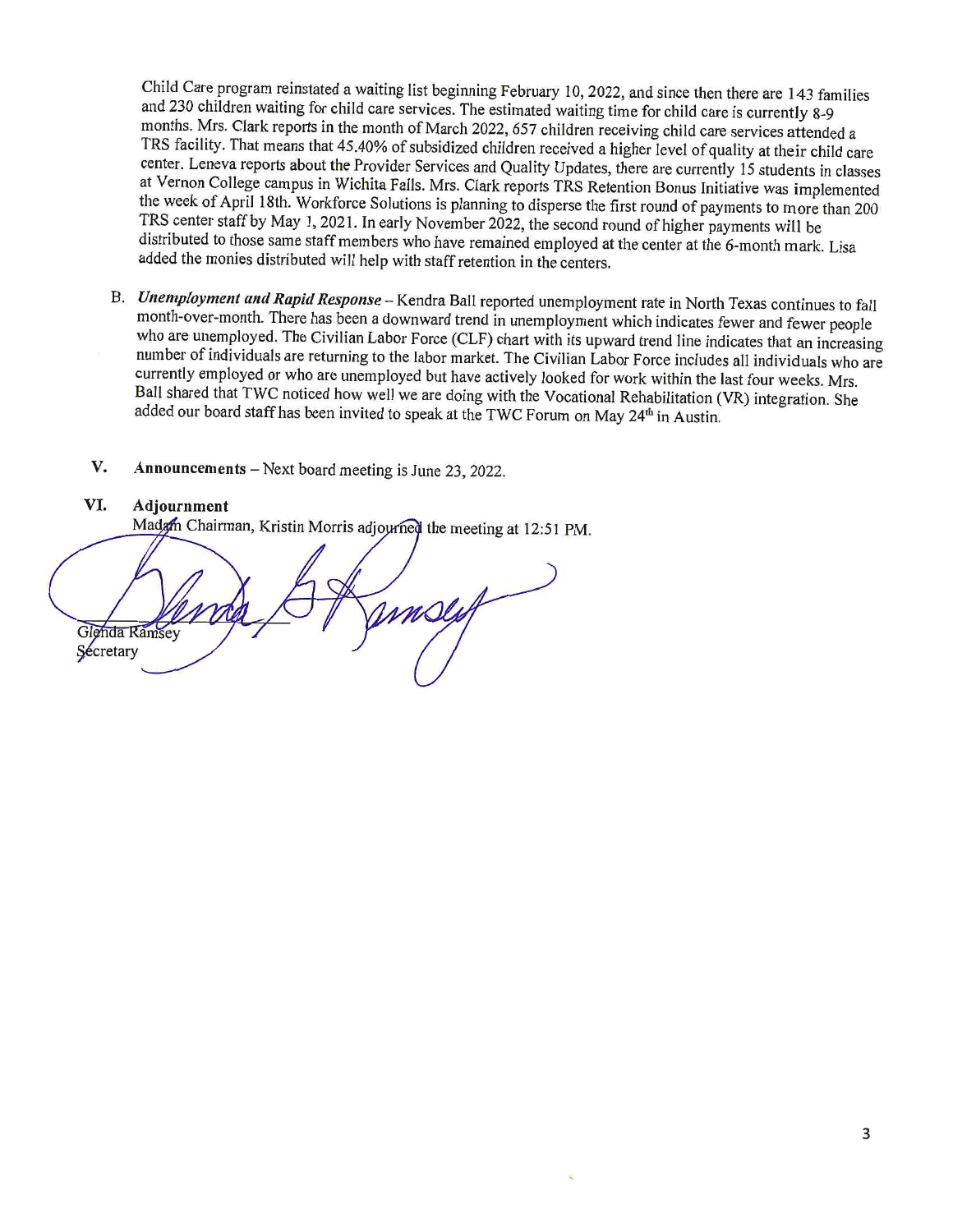Child Care program reinstated a waiting list beginning February 10, 2022, and since then there are 143 families and 230 children waiting for child care services. The estimated waiting time for child care is currently 8-9 months. Mrs. Clark reports in the month of March 2022, 657 children receiving child care services attended a TRS facility. That means that 45.40% of subsidized children received a higher level of quality at their child care center. Leneva reports about the Provider Services and Quality Updates, there are currently 15 students in classes at Vernon College campus in Wichita Falls. Mrs. Clark reports TRS Retention Bonus Initiative was implemented the week of April 18th. Workforce Solutions is planning to disperse the first round of payments to more than 200 TRS center staff by May 1, 2021. In early November 2022, the second round of higher payments will be distributed to those same staff members who have remained employed at the center at the 6-month mark. Lisa added the monies distributed will help with staff retention in the centers.

B. ***Unemployment and Rapid Response*** – Kendra Ball reported unemployment rate in North Texas continues to fall month-over-month. There has been a downward trend in unemployment which indicates fewer and fewer people who are unemployed. The Civilian Labor Force (CLF) chart with its upward trend line indicates that an increasing number of individuals are returning to the labor market. The Civilian Labor Force includes all individuals who are currently employed or who are unemployed but have actively looked for work within the last four weeks. Mrs. Ball shared that TWC noticed how well we are doing with the Vocational Rehabilitation (VR) integration. She added our board staff has been invited to speak at the TWC Forum on May 24th in Austin.

**V. Announcements** – Next board meeting is June 23, 2022.

**VI. Adjournment**

Madam Chairman, Kristin Morris adjourned the meeting at 12:51 PM.

Glenda Ramsey
Secretary